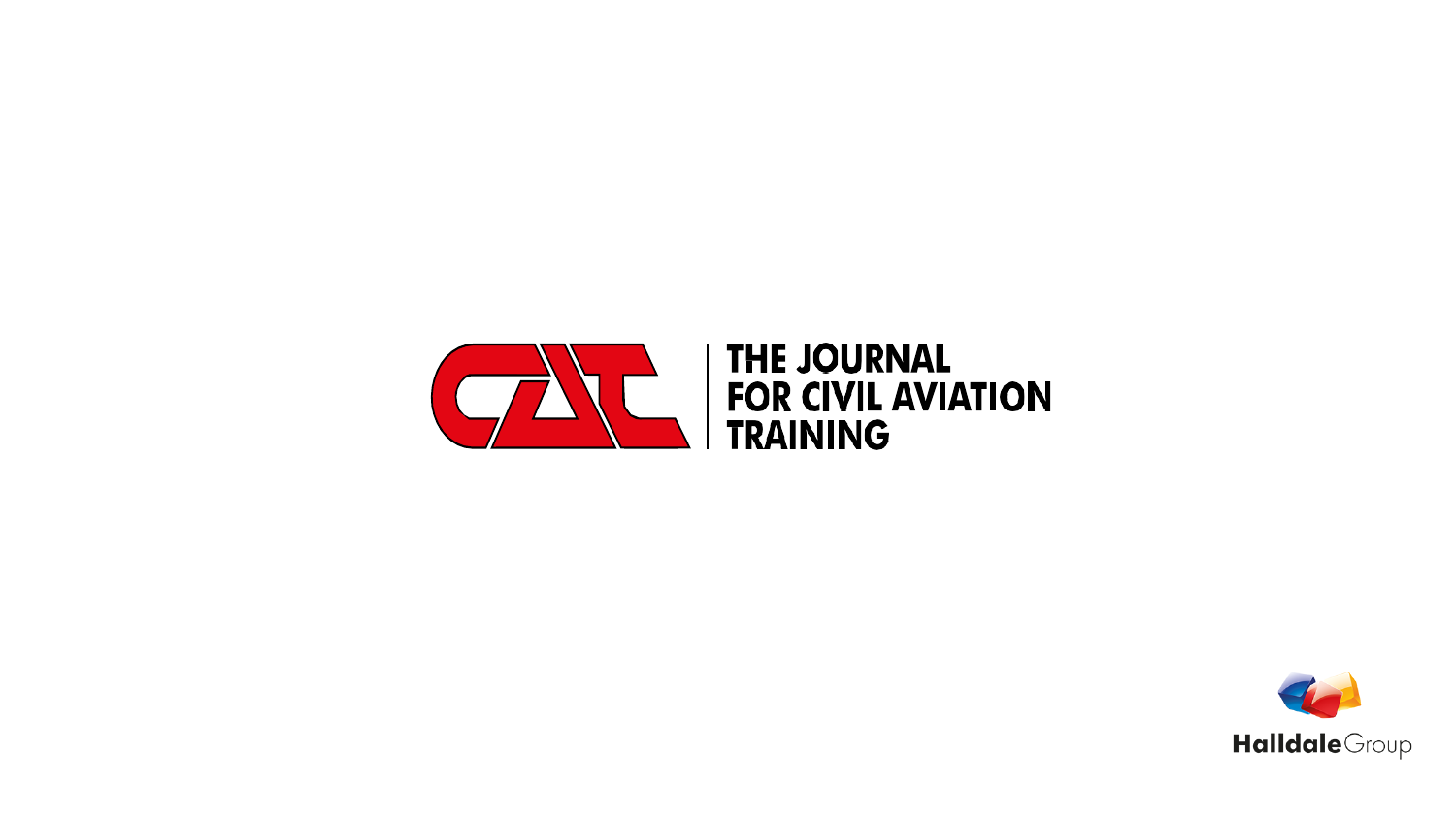THE JOURNAL
FOR CIVIL AVIATION
TRAINING

Halldale Group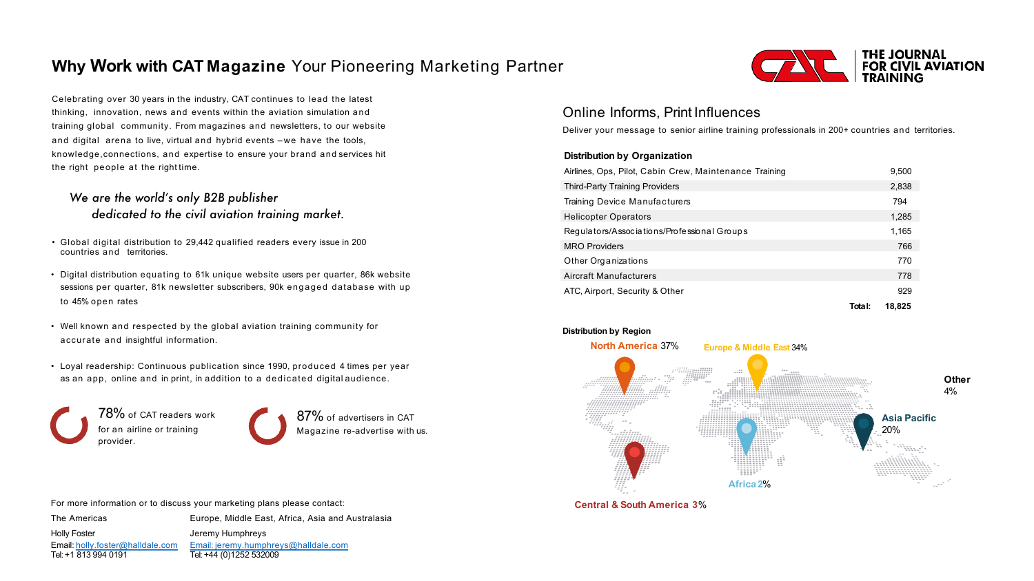# **Why Work with CAT Magazine** Your Pioneering Marketing Partner

THE JOURNAL FOR CIVIL AVIATION TRAINING

Celebrating over 30 years in the industry, CAT continues to lead the latest thinking, innovation, news and events within the aviation simulation and training global community. From magazines and newsletters, to our website and digital arena to live, virtual and hybrid events – we have the tools, knowledge, connections, and expertise to ensure your brand and services hit the right people at the right time.

*We are the world's only B2B publisher dedicated to the civil aviation training market.*

- Global digital distribution to 29,442 qualified readers every issue in 200 countries and territories.
- Digital distribution equating to 61k unique website users per quarter, 86k website sessions per quarter, 81k newsletter subscribers, 90k engaged database with up to 45% open rates
- Well known and respected by the global aviation training community for accurate and insightful information.
- Loyal readership: Continuous publication since 1990, produced 4 times per year as an app, online and in print, in addition to a dedicated digital audience.

78% of CAT readers work for an airline or training provider.

87% of advertisers in CAT Magazine re-advertise with us.

## Online Informs, Print Influences

Deliver your message to senior airline training professionals in 200+ countries and territories.

### Distribution by Organization

| | |
|---|---|
| Airlines, Ops, Pilot, Cabin Crew, Maintenance Training | 9,500 |
| Third-Party Training Providers | 2,838 |
| Training Device Manufacturers | 794 |
| Helicopter Operators | 1,285 |
| Regulators/Associations/Professional Groups | 1,165 |
| MRO Providers | 766 |
| Other Organizations | 770 |
| Aircraft Manufacturers | 778 |
| ATC, Airport, Security & Other | 929 |
| **Total:** | **18,825** |

### Distribution by Region

North America 37%

Europe & Middle East 34%

Other 4%

Asia Pacific 20%

Africa 2%

Central & South America 3%

For more information or to discuss your marketing plans please contact:

The Americas
Holly Foster
Email: holly.foster@halldale.com
Tel: +1 813 994 0191

Europe, Middle East, Africa, Asia and Australasia
Jeremy Humphreys
Email: jeremy.humphreys@halldale.com
Tel: +44 (0)1252 532009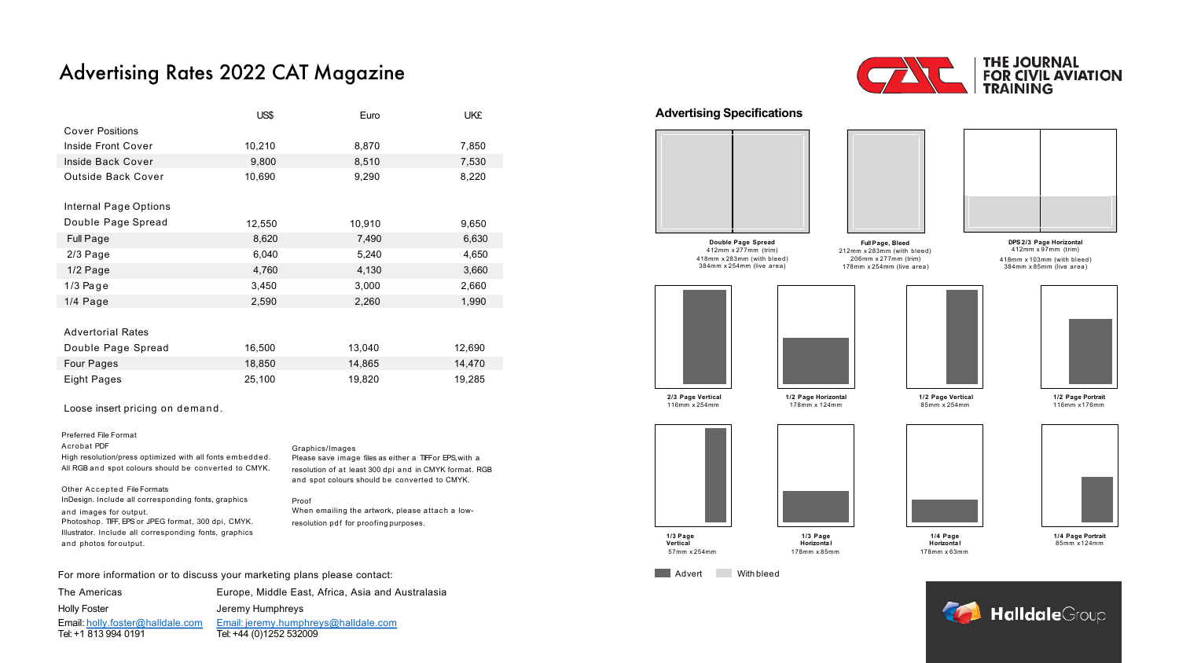# Advertising Rates 2022 CAT Magazine

THE JOURNAL FOR CIVIL AVIATION TRAINING

| | US$ | Euro | UK£ |
|---|---|---|---|
| **Cover Positions** | | | |
| Inside Front Cover | 10,210 | 8,870 | 7,850 |
| Inside Back Cover | 9,800 | 8,510 | 7,530 |
| Outside Back Cover | 10,690 | 9,290 | 8,220 |
| **Internal Page Options** | | | |
| Double Page Spread | 12,550 | 10,910 | 9,650 |
| Full Page | 8,620 | 7,490 | 6,630 |
| 2/3 Page | 6,040 | 5,240 | 4,650 |
| 1/2 Page | 4,760 | 4,130 | 3,660 |
| 1/3 Page | 3,450 | 3,000 | 2,660 |
| 1/4 Page | 2,590 | 2,260 | 1,990 |
| **Advertorial Rates** | | | |
| Double Page Spread | 16,500 | 13,040 | 12,690 |
| Four Pages | 18,850 | 14,865 | 14,470 |
| Eight Pages | 25,100 | 19,820 | 19,285 |

Loose insert pricing on demand.

Preferred File Format
Acrobat PDF
High resolution/press optimized with all fonts embedded. All RGB and spot colours should be converted to CMYK.

Other Accepted File Formats
InDesign. Include all corresponding fonts, graphics and images for output.
Photoshop. TIFF, EPS or JPEG format, 300 dpi, CMYK.
Illustrator. Include all corresponding fonts, graphics and photos for output.

Graphics/Images
Please save image files as either a TIFF or EPS, with a resolution of at least 300 dpi and in CMYK format. RGB and spot colours should be converted to CMYK.

Proof
When emailing the artwork, please attach a low-resolution pdf for proofing purposes.

For more information or to discuss your marketing plans please contact:

The Americas
Holly Foster
Email: holly.foster@halldale.com
Tel: +1 813 994 0191

Europe, Middle East, Africa, Asia and Australasia
Jeremy Humphreys
Email: jeremy.humphreys@halldale.com
Tel: +44 (0)1252 532009

## Advertising Specifications

**Double Page Spread**
412mm x 277mm (trim)
418mm x 283mm (with bleed)
384mm x 254mm (live area)

**Full Page, Bleed**
212mm x 283mm (with bleed)
206mm x 277mm (trim)
178mm x 254mm (live area)

**DPS 2/3 Page Horizontal**
412mm x 97mm (trim)
418mm x 103mm (with bleed)
384mm x 85mm (live area)

**2/3 Page Vertical**
116mm x 254mm

**1/2 Page Horizontal**
178mm x 124mm

**1/2 Page Vertical**
85mm x 254mm

**1/2 Page Portrait**
116mm x 176mm

**1/3 Page Vertical**
57mm x 254mm

**1/3 Page Horizontal**
178mm x 85mm

**1/4 Page Horizontal**
178mm x 63mm

**1/4 Page Portrait**
85mm x 124mm

Advert    With bleed

HalldaleGroup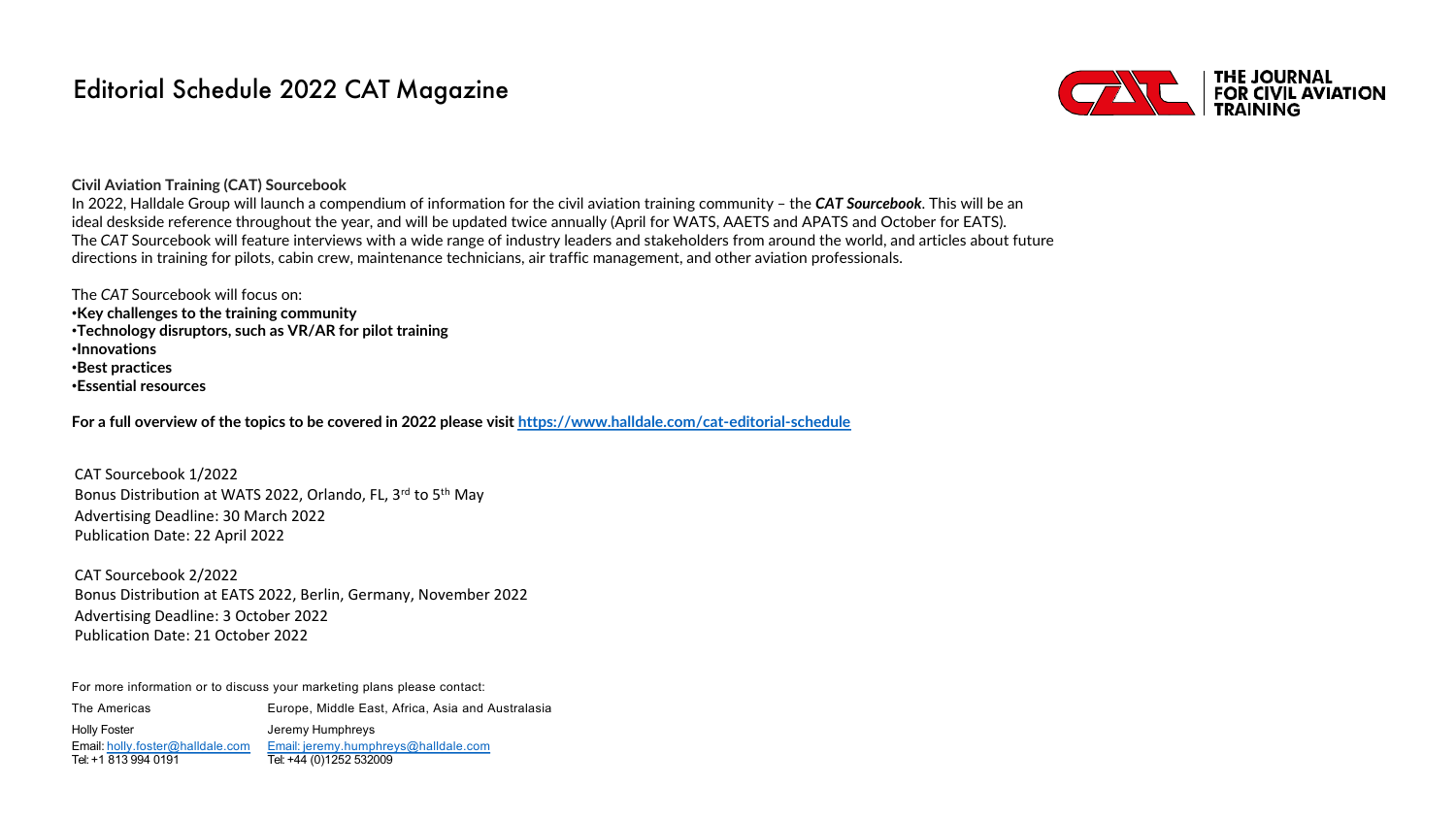# Editorial Schedule 2022 CAT Magazine

THE JOURNAL FOR CIVIL AVIATION TRAINING

**Civil Aviation Training (CAT) Sourcebook**

In 2022, Halldale Group will launch a compendium of information for the civil aviation training community – the ***CAT Sourcebook***. This will be an ideal deskside reference throughout the year, and will be updated twice annually (April for WATS, AAETS and APATS and October for EATS).
The *CAT* Sourcebook will feature interviews with a wide range of industry leaders and stakeholders from around the world, and articles about future directions in training for pilots, cabin crew, maintenance technicians, air traffic management, and other aviation professionals.

The *CAT* Sourcebook will focus on:

- **Key challenges to the training community**
- **Technology disruptors, such as VR/AR for pilot training**
- **Innovations**
- **Best practices**
- **Essential resources**

**For a full overview of the topics to be covered in 2022 please visit [https://www.halldale.com/cat-editorial-schedule](https://www.halldale.com/cat-editorial-schedule)**

CAT Sourcebook 1/2022
Bonus Distribution at WATS 2022, Orlando, FL, 3rd to 5th May
Advertising Deadline: 30 March 2022
Publication Date: 22 April 2022

CAT Sourcebook 2/2022
Bonus Distribution at EATS 2022, Berlin, Germany, November 2022
Advertising Deadline: 3 October 2022
Publication Date: 21 October 2022

For more information or to discuss your marketing plans please contact:

| The Americas | Europe, Middle East, Africa, Asia and Australasia |
| --- | --- |
| Holly Foster | Jeremy Humphreys |
| Email: holly.foster@halldale.com | Email: jeremy.humphreys@halldale.com |
| Tel: +1 813 994 0191 | Tel: +44 (0)1252 532009 |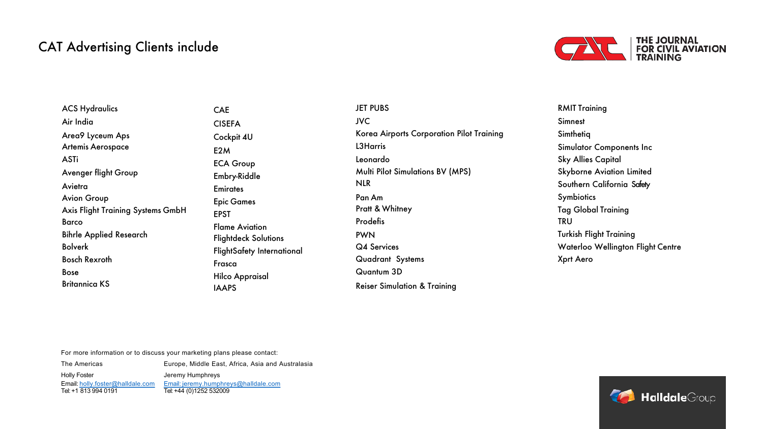# CAT Advertising Clients include

THE JOURNAL FOR CIVIL AVIATION TRAINING

- ACS Hydraulics
- Air India
- Area9 Lyceum Aps
- Artemis Aerospace
- ASTi
- Avenger flight Group
- Avietra
- Avion Group
- Axis Flight Training Systems GmbH
- Barco
- Bihrle Applied Research
- Bolverk
- Bosch Rexroth
- Bose
- Britannica KS
- CAE
- CISEFA
- Cockpit 4U
- E2M
- ECA Group
- Embry-Riddle
- Emirates
- Epic Games
- EPST
- Flame Aviation
- Flightdeck Solutions
- FlightSafety International
- Frasca
- Hilco Appraisal
- IAAPS
- JET PUBS
- JVC
- Korea Airports Corporation Pilot Training
- L3Harris
- Leonardo
- Multi Pilot Simulations BV (MPS)
- NLR
- Pan Am
- Pratt & Whitney
- Prodefis
- PWN
- Q4 Services
- Quadrant Systems
- Quantum 3D
- Reiser Simulation & Training
- RMIT Training
- Simnest
- Simthetiq
- Simulator Components Inc
- Sky Allies Capital
- Skyborne Aviation Limited
- Southern California Safety
- Symbiotics
- Tag Global Training
- TRU
- Turkish Flight Training
- Waterloo Wellington Flight Centre
- Xprt Aero

For more information or to discuss your marketing plans please contact:

| The Americas | Europe, Middle East, Africa, Asia and Australasia |
|---|---|
| Holly Foster | Jeremy Humphreys |
| Email: holly.foster@halldale.com | Email: jeremy.humphreys@halldale.com |
| Tel: +1 813 994 0191 | Tel: +44 (0)1252 532009 |

HalldaleGroup